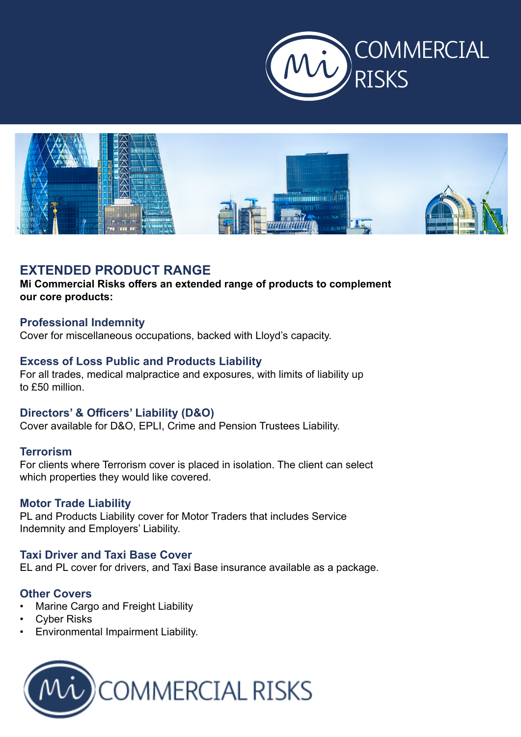## EXTENDED PRODUCT RANGE

**Mi Commercial Risks offers an extended range of products to complement our core products:**

### Professional Indemnity

Cover for miscellaneous occupations, backed with Lloyd's capacity.

### Excess of Loss Public and Products Liability

For all trades, medical malpractice and exposures, with limits of liability up to £50 million.

### Directors' & Officers' Liability (D&O)

Cover available for D&O, EPLI, Crime and Pension Trustees Liability.

### Terrorism

For clients where Terrorism cover is placed in isolation. The client can select which properties they would like covered.

### Motor Trade Liability

PL and Products Liability cover for Motor Traders that includes Service Indemnity and Employers' Liability.

### Taxi Driver and Taxi Base Cover

EL and PL cover for drivers, and Taxi Base insurance available as a package.

### Other Covers

- Marine Cargo and Freight Liability
- Cyber Risks
- Environmental Impairment Liability.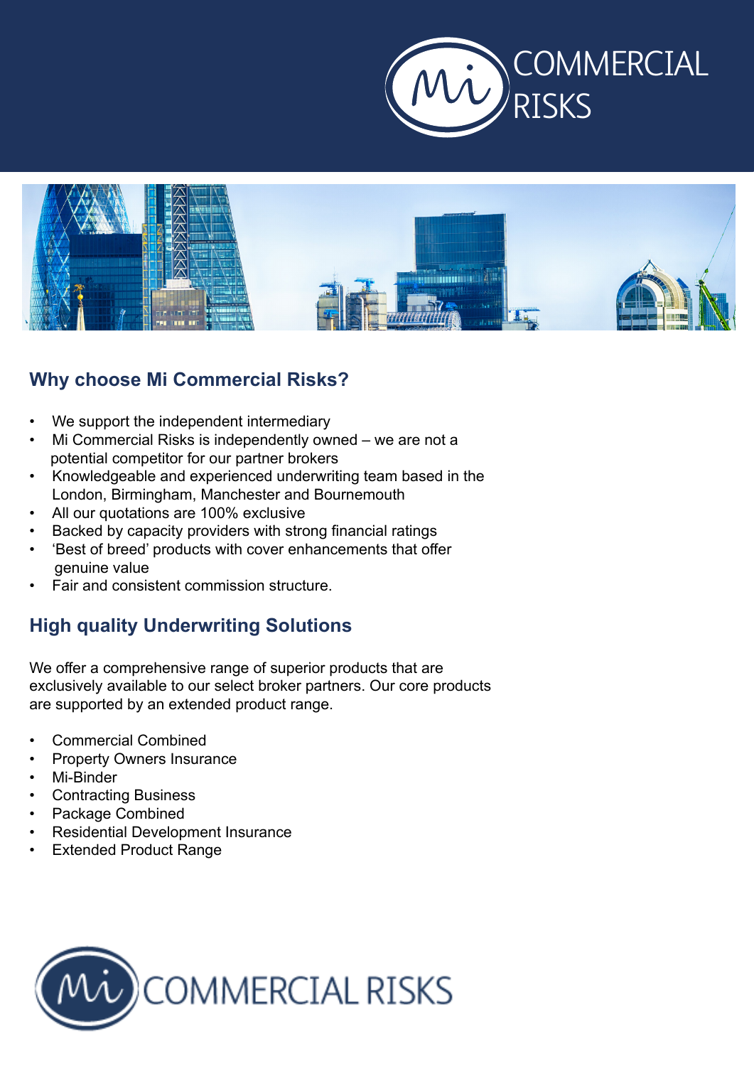## Why choose Mi Commercial Risks?

- We support the independent intermediary
- Mi Commercial Risks is independently owned – we are not a potential competitor for our partner brokers
- Knowledgeable and experienced underwriting team based in the London, Birmingham, Manchester and Bournemouth
- All our quotations are 100% exclusive
- Backed by capacity providers with strong financial ratings
- 'Best of breed' products with cover enhancements that offer genuine value
- Fair and consistent commission structure.

## High quality Underwriting Solutions

We offer a comprehensive range of superior products that are exclusively available to our select broker partners. Our core products are supported by an extended product range.

- Commercial Combined
- Property Owners Insurance
- Mi-Binder
- Contracting Business
- Package Combined
- Residential Development Insurance
- Extended Product Range